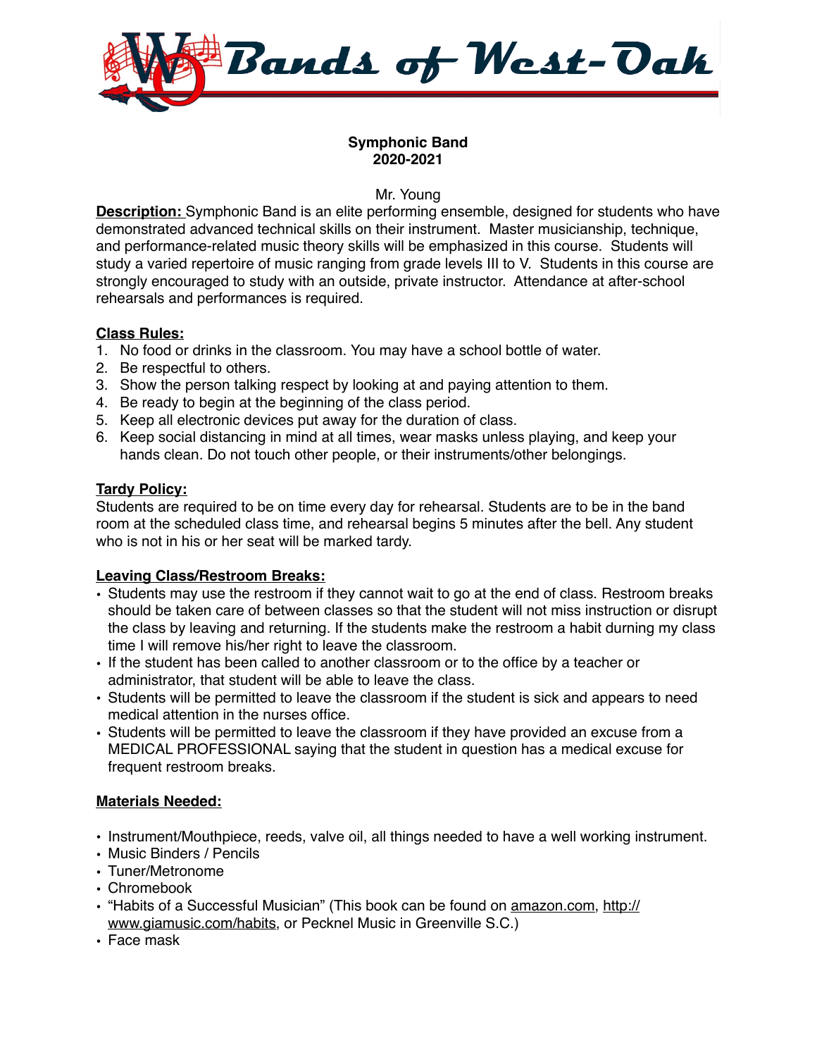# Bands of West-Oak

**Symphonic Band**
**2020-2021**

Mr. Young

**Description:** Symphonic Band is an elite performing ensemble, designed for students who have demonstrated advanced technical skills on their instrument. Master musicianship, technique, and performance-related music theory skills will be emphasized in this course. Students will study a varied repertoire of music ranging from grade levels III to V. Students in this course are strongly encouraged to study with an outside, private instructor. Attendance at after-school rehearsals and performances is required.

**Class Rules:**

1. No food or drinks in the classroom. You may have a school bottle of water.
2. Be respectful to others.
3. Show the person talking respect by looking at and paying attention to them.
4. Be ready to begin at the beginning of the class period.
5. Keep all electronic devices put away for the duration of class.
6. Keep social distancing in mind at all times, wear masks unless playing, and keep your hands clean. Do not touch other people, or their instruments/other belongings.

**Tardy Policy:**

Students are required to be on time every day for rehearsal. Students are to be in the band room at the scheduled class time, and rehearsal begins 5 minutes after the bell. Any student who is not in his or her seat will be marked tardy.

**Leaving Class/Restroom Breaks:**

- Students may use the restroom if they cannot wait to go at the end of class. Restroom breaks should be taken care of between classes so that the student will not miss instruction or disrupt the class by leaving and returning. If the students make the restroom a habit durning my class time I will remove his/her right to leave the classroom.
- If the student has been called to another classroom or to the office by a teacher or administrator, that student will be able to leave the class.
- Students will be permitted to leave the classroom if the student is sick and appears to need medical attention in the nurses office.
- Students will be permitted to leave the classroom if they have provided an excuse from a MEDICAL PROFESSIONAL saying that the student in question has a medical excuse for frequent restroom breaks.

**Materials Needed:**

- Instrument/Mouthpiece, reeds, valve oil, all things needed to have a well working instrument.
- Music Binders / Pencils
- Tuner/Metronome
- Chromebook
- "Habits of a Successful Musician" (This book can be found on amazon.com, http://www.giamusic.com/habits, or Pecknel Music in Greenville S.C.)
- Face mask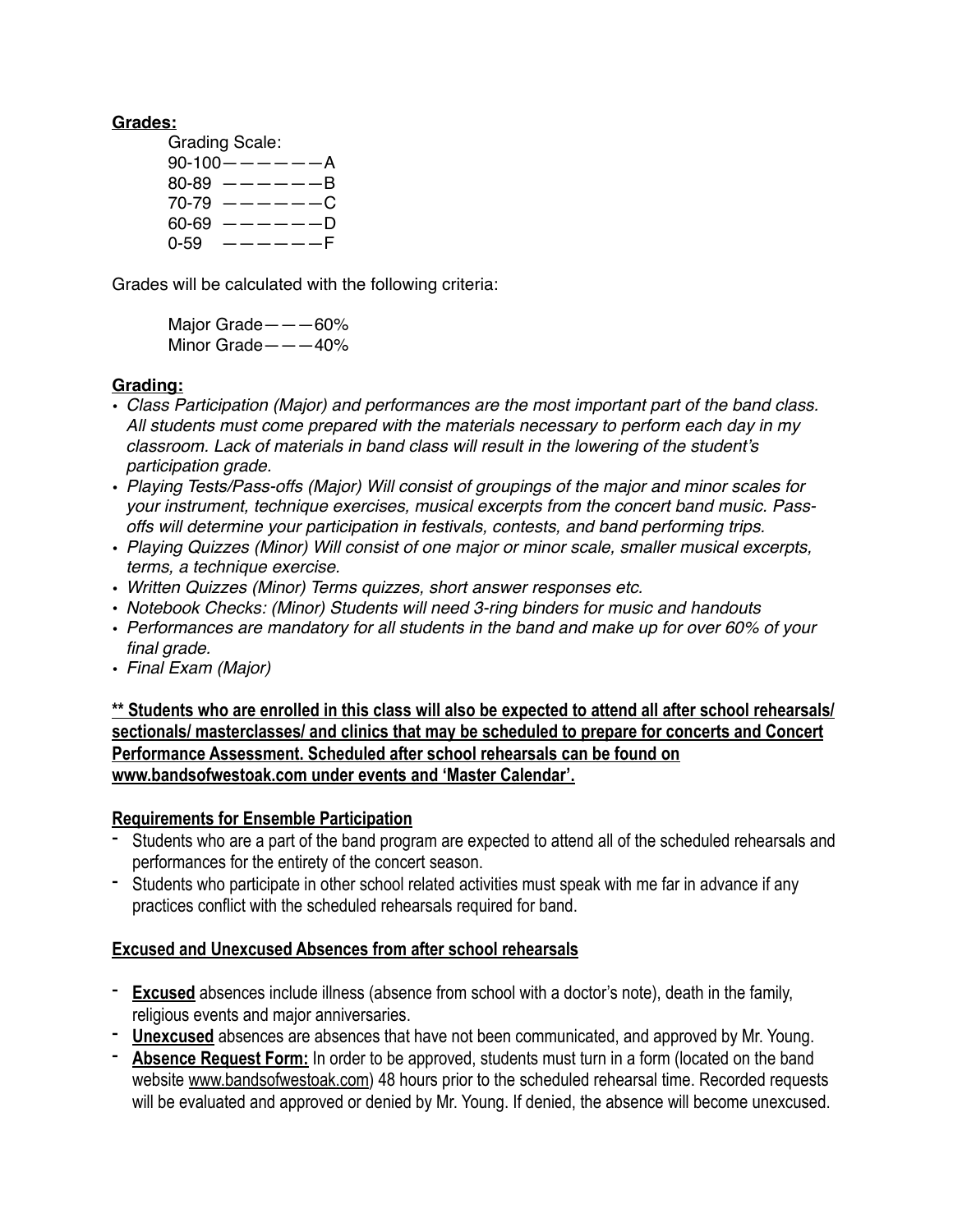**Grades:**

Grading Scale:

90-100——————A  
80-89 ——————B  
70-79 ——————C  
60-69 ——————D  
0-59 ——————F

Grades will be calculated with the following criteria:

Major Grade———60%  
Minor Grade———40%

**Grading:**

- *Class Participation (Major) and performances are the most important part of the band class. All students must come prepared with the materials necessary to perform each day in my classroom. Lack of materials in band class will result in the lowering of the student's participation grade.*
- *Playing Tests/Pass-offs (Major) Will consist of groupings of the major and minor scales for your instrument, technique exercises, musical excerpts from the concert band music. Pass-offs will determine your participation in festivals, contests, and band performing trips.*
- *Playing Quizzes (Minor) Will consist of one major or minor scale, smaller musical excerpts, terms, a technique exercise.*
- *Written Quizzes (Minor) Terms quizzes, short answer responses etc.*
- *Notebook Checks: (Minor) Students will need 3-ring binders for music and handouts*
- *Performances are mandatory for all students in the band and make up for over 60% of your final grade.*
- *Final Exam (Major)*

**<u>** Students who are enrolled in this class will also be expected to attend all after school rehearsals/ sectionals/ masterclasses/ and clinics that may be scheduled to prepare for concerts and Concert Performance Assessment. Scheduled after school rehearsals can be found on www.bandsofwestoak.com under events and 'Master Calendar'.</u>**

**<u>Requirements for Ensemble Participation</u>**

- Students who are a part of the band program are expected to attend all of the scheduled rehearsals and performances for the entirety of the concert season.
- Students who participate in other school related activities must speak with me far in advance if any practices conflict with the scheduled rehearsals required for band.

**<u>Excused and Unexcused Absences from after school rehearsals</u>**

- **<u>Excused</u>** absences include illness (absence from school with a doctor's note), death in the family, religious events and major anniversaries.
- **<u>Unexcused</u>** absences are absences that have not been communicated, and approved by Mr. Young.
- **<u>Absence Request Form:</u>** In order to be approved, students must turn in a form (located on the band website <u>www.bandsofwestoak.com</u>) 48 hours prior to the scheduled rehearsal time. Recorded requests will be evaluated and approved or denied by Mr. Young. If denied, the absence will become unexcused.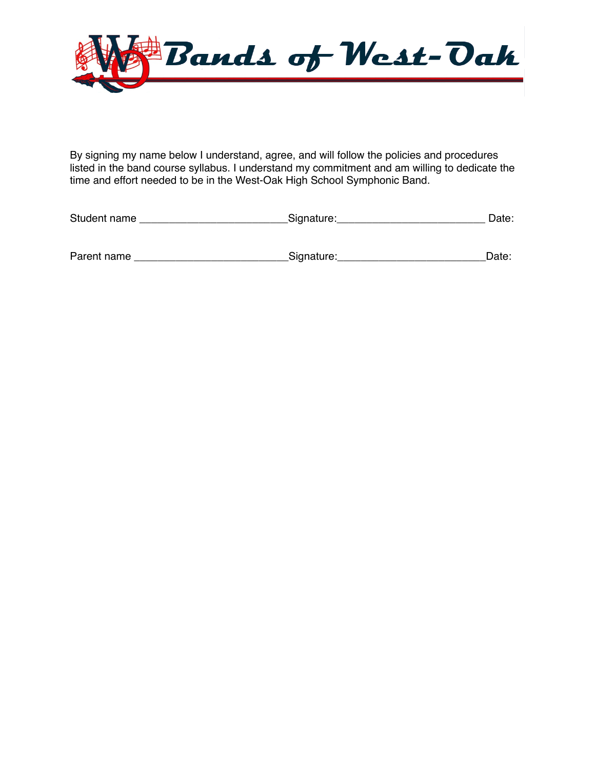# Bands of West-Oak

By signing my name below I understand, agree, and will follow the policies and procedures listed in the band course syllabus. I understand my commitment and am willing to dedicate the time and effort needed to be in the West-Oak High School Symphonic Band.

Student name ________________________Signature:________________________ Date:

Parent name _________________________Signature:________________________Date: